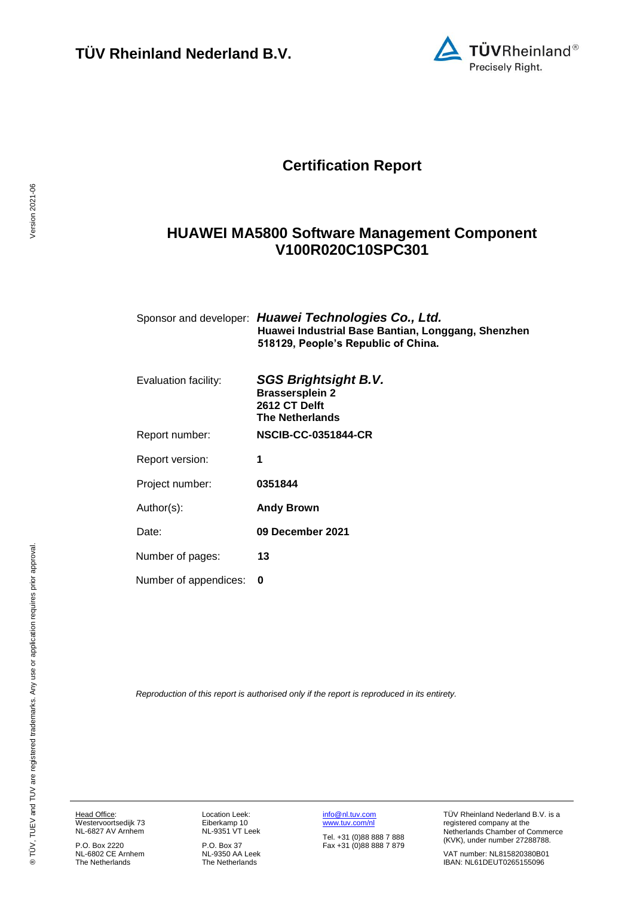**TÜV Rheinland Nederland B.V.**

# Certification Report

## HUAWEI MA5800 Software Management Component V100R020C10SPC301

| | |
|---|---|
| Sponsor and developer: | ***Huawei Technologies Co., Ltd.*** **Huawei Industrial Base Bantian, Longgang, Shenzhen 518129, People's Republic of China.** |
| Evaluation facility: | ***SGS Brightsight B.V.*** **Brassersplein 2** **2612 CT Delft** **The Netherlands** |
| Report number: | **NSCIB-CC-0351844-CR** |
| Report version: | **1** |
| Project number: | **0351844** |
| Author(s): | **Andy Brown** |
| Date: | **09 December 2021** |
| Number of pages: | **13** |
| Number of appendices: | **0** |

*Reproduction of this report is authorised only if the report is reproduced in its entirety.*

Head Office:
Westervoortsedijk 73
NL-6827 AV Arnhem

P.O. Box 2220
NL-6802 CE Arnhem
The Netherlands

Location Leek:
Eiberkamp 10
NL-9351 VT Leek

P.O. Box 37
NL-9350 AA Leek
The Netherlands

info@nl.tuv.com
www.tuv.com/nl

Tel. +31 (0)88 888 7 888
Fax +31 (0)88 888 7 879

TÜV Rheinland Nederland B.V. is a registered company at the Netherlands Chamber of Commerce (KVK), under number 27288788.

VAT number: NL815820380B01
IBAN: NL61DEUT0265155096

® TÜV, TUEV and TUV are registered trademarks. Any use or application requires prior approval.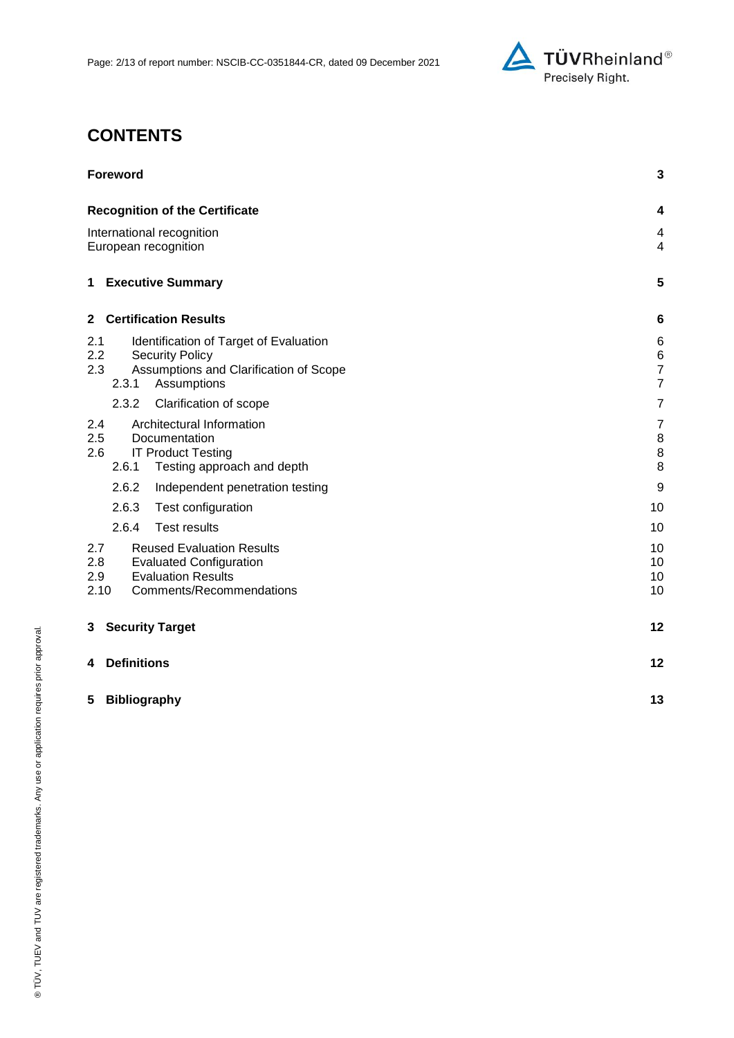# CONTENTS

| | |
|---|---|
| **Foreword** | **3** |
| **Recognition of the Certificate** | **4** |
| International recognition | 4 |
| European recognition | 4 |
| **1 Executive Summary** | **5** |
| **2 Certification Results** | **6** |
| 2.1 Identification of Target of Evaluation | 6 |
| 2.2 Security Policy | 6 |
| 2.3 Assumptions and Clarification of Scope | 7 |
| 2.3.1 Assumptions | 7 |
| 2.3.2 Clarification of scope | 7 |
| 2.4 Architectural Information | 7 |
| 2.5 Documentation | 8 |
| 2.6 IT Product Testing | 8 |
| 2.6.1 Testing approach and depth | 8 |
| 2.6.2 Independent penetration testing | 9 |
| 2.6.3 Test configuration | 10 |
| 2.6.4 Test results | 10 |
| 2.7 Reused Evaluation Results | 10 |
| 2.8 Evaluated Configuration | 10 |
| 2.9 Evaluation Results | 10 |
| 2.10 Comments/Recommendations | 10 |
| **3 Security Target** | **12** |
| **4 Definitions** | **12** |
| **5 Bibliography** | **13** |

® TÜV, TUEV and TUV are registered trademarks. Any use or application requires prior approval.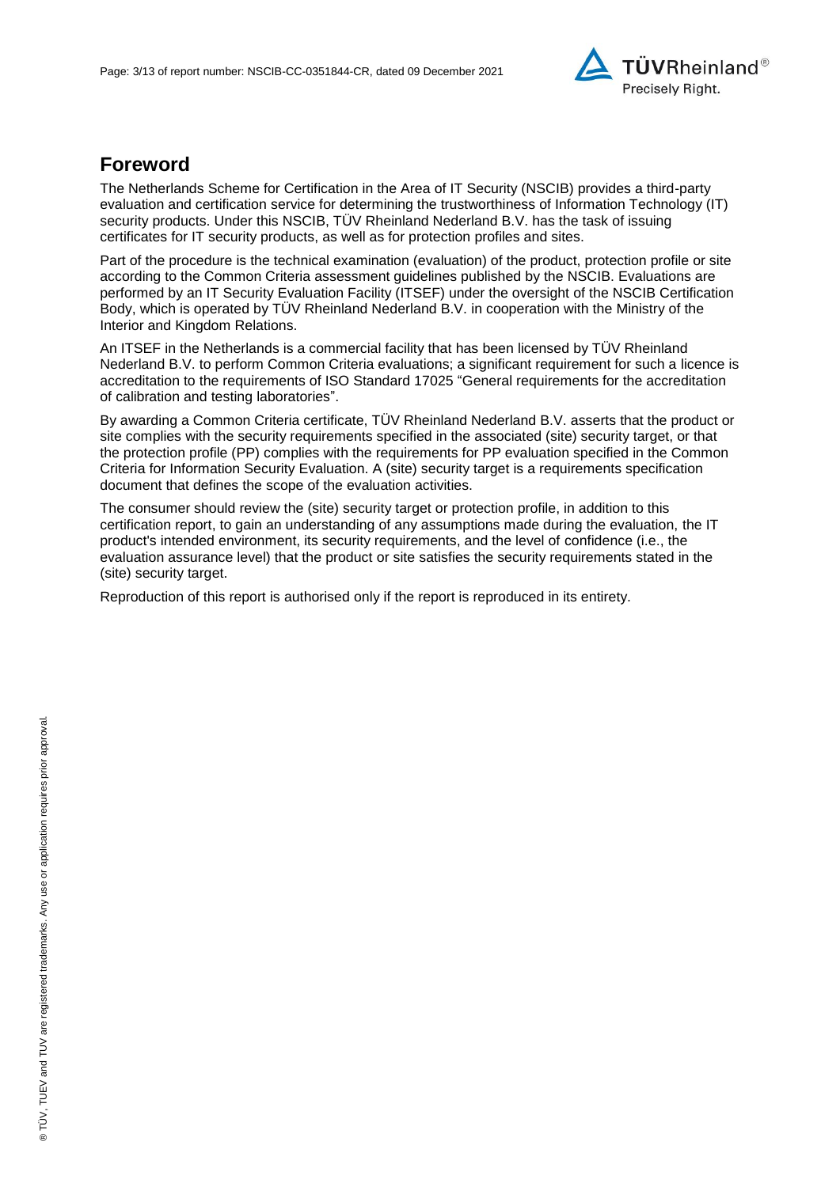## Foreword

The Netherlands Scheme for Certification in the Area of IT Security (NSCIB) provides a third-party evaluation and certification service for determining the trustworthiness of Information Technology (IT) security products. Under this NSCIB, TÜV Rheinland Nederland B.V. has the task of issuing certificates for IT security products, as well as for protection profiles and sites.

Part of the procedure is the technical examination (evaluation) of the product, protection profile or site according to the Common Criteria assessment guidelines published by the NSCIB. Evaluations are performed by an IT Security Evaluation Facility (ITSEF) under the oversight of the NSCIB Certification Body, which is operated by TÜV Rheinland Nederland B.V. in cooperation with the Ministry of the Interior and Kingdom Relations.

An ITSEF in the Netherlands is a commercial facility that has been licensed by TÜV Rheinland Nederland B.V. to perform Common Criteria evaluations; a significant requirement for such a licence is accreditation to the requirements of ISO Standard 17025 "General requirements for the accreditation of calibration and testing laboratories".

By awarding a Common Criteria certificate, TÜV Rheinland Nederland B.V. asserts that the product or site complies with the security requirements specified in the associated (site) security target, or that the protection profile (PP) complies with the requirements for PP evaluation specified in the Common Criteria for Information Security Evaluation. A (site) security target is a requirements specification document that defines the scope of the evaluation activities.

The consumer should review the (site) security target or protection profile, in addition to this certification report, to gain an understanding of any assumptions made during the evaluation, the IT product's intended environment, its security requirements, and the level of confidence (i.e., the evaluation assurance level) that the product or site satisfies the security requirements stated in the (site) security target.

Reproduction of this report is authorised only if the report is reproduced in its entirety.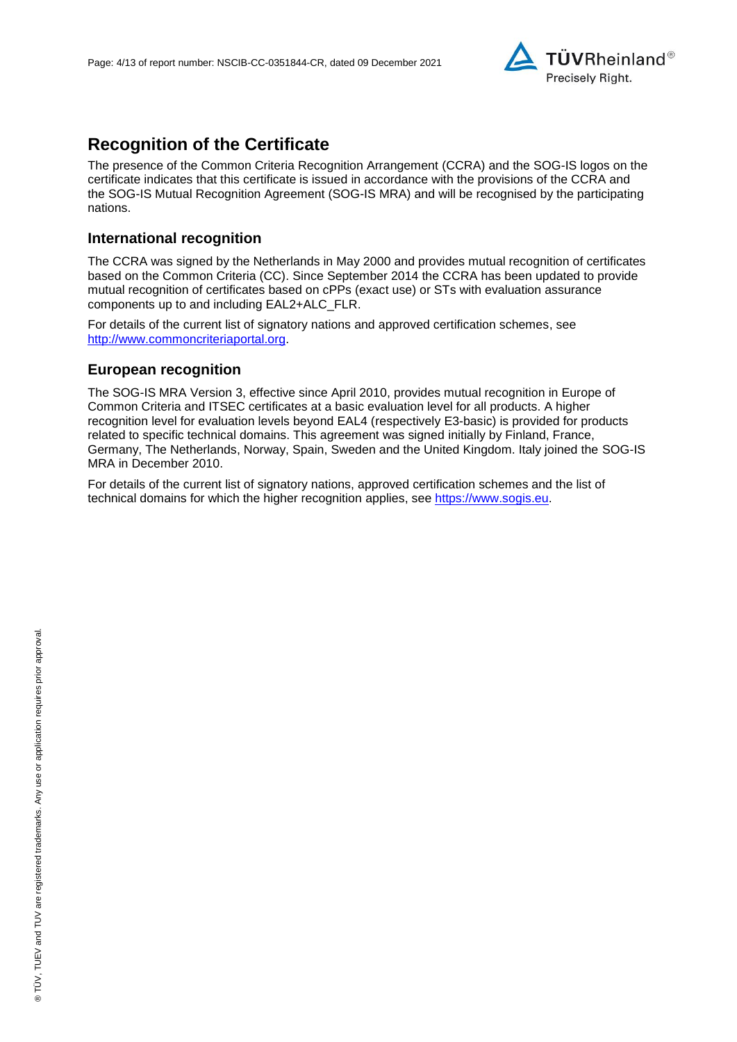## Recognition of the Certificate

The presence of the Common Criteria Recognition Arrangement (CCRA) and the SOG-IS logos on the certificate indicates that this certificate is issued in accordance with the provisions of the CCRA and the SOG-IS Mutual Recognition Agreement (SOG-IS MRA) and will be recognised by the participating nations.

### International recognition

The CCRA was signed by the Netherlands in May 2000 and provides mutual recognition of certificates based on the Common Criteria (CC). Since September 2014 the CCRA has been updated to provide mutual recognition of certificates based on cPPs (exact use) or STs with evaluation assurance components up to and including EAL2+ALC_FLR.

For details of the current list of signatory nations and approved certification schemes, see http://www.commoncriteriaportal.org.

### European recognition

The SOG-IS MRA Version 3, effective since April 2010, provides mutual recognition in Europe of Common Criteria and ITSEC certificates at a basic evaluation level for all products. A higher recognition level for evaluation levels beyond EAL4 (respectively E3-basic) is provided for products related to specific technical domains. This agreement was signed initially by Finland, France, Germany, The Netherlands, Norway, Spain, Sweden and the United Kingdom. Italy joined the SOG-IS MRA in December 2010.

For details of the current list of signatory nations, approved certification schemes and the list of technical domains for which the higher recognition applies, see https://www.sogis.eu.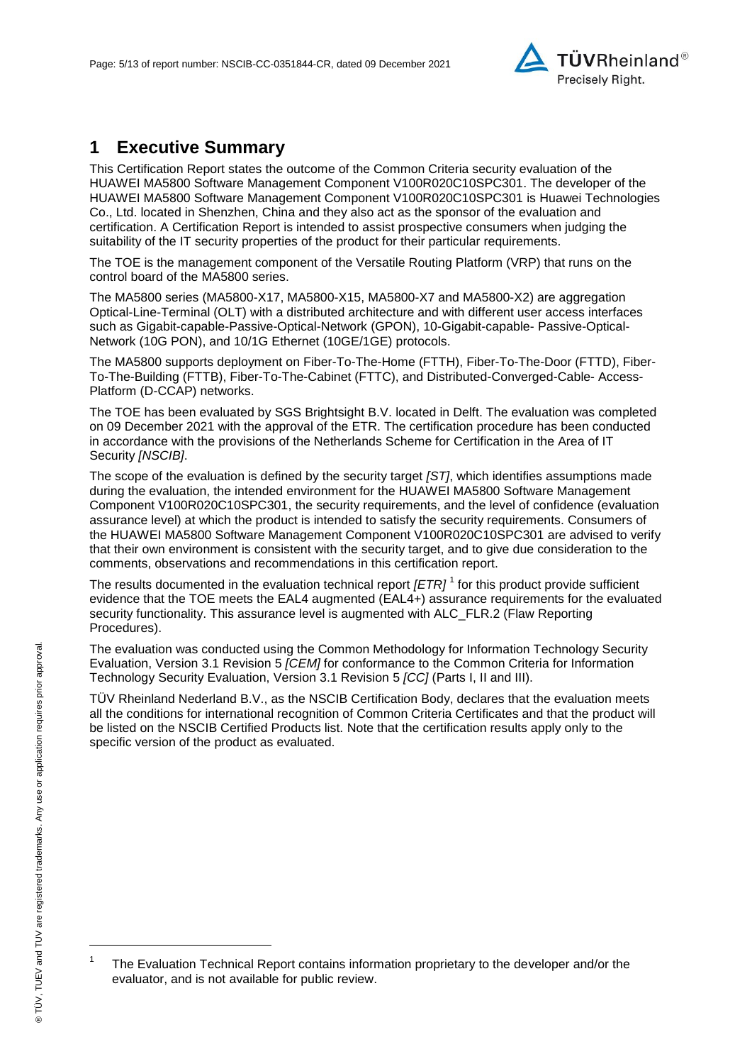# 1 Executive Summary

This Certification Report states the outcome of the Common Criteria security evaluation of the HUAWEI MA5800 Software Management Component V100R020C10SPC301. The developer of the HUAWEI MA5800 Software Management Component V100R020C10SPC301 is Huawei Technologies Co., Ltd. located in Shenzhen, China and they also act as the sponsor of the evaluation and certification. A Certification Report is intended to assist prospective consumers when judging the suitability of the IT security properties of the product for their particular requirements.

The TOE is the management component of the Versatile Routing Platform (VRP) that runs on the control board of the MA5800 series.

The MA5800 series (MA5800-X17, MA5800-X15, MA5800-X7 and MA5800-X2) are aggregation Optical-Line-Terminal (OLT) with a distributed architecture and with different user access interfaces such as Gigabit-capable-Passive-Optical-Network (GPON), 10-Gigabit-capable- Passive-Optical-Network (10G PON), and 10/1G Ethernet (10GE/1GE) protocols.

The MA5800 supports deployment on Fiber-To-The-Home (FTTH), Fiber-To-The-Door (FTTD), Fiber-To-The-Building (FTTB), Fiber-To-The-Cabinet (FTTC), and Distributed-Converged-Cable- Access-Platform (D-CCAP) networks.

The TOE has been evaluated by SGS Brightsight B.V. located in Delft. The evaluation was completed on 09 December 2021 with the approval of the ETR. The certification procedure has been conducted in accordance with the provisions of the Netherlands Scheme for Certification in the Area of IT Security *[NSCIB]*.

The scope of the evaluation is defined by the security target *[ST]*, which identifies assumptions made during the evaluation, the intended environment for the HUAWEI MA5800 Software Management Component V100R020C10SPC301, the security requirements, and the level of confidence (evaluation assurance level) at which the product is intended to satisfy the security requirements. Consumers of the HUAWEI MA5800 Software Management Component V100R020C10SPC301 are advised to verify that their own environment is consistent with the security target, and to give due consideration to the comments, observations and recommendations in this certification report.

The results documented in the evaluation technical report *[ETR]* [1] for this product provide sufficient evidence that the TOE meets the EAL4 augmented (EAL4+) assurance requirements for the evaluated security functionality. This assurance level is augmented with ALC_FLR.2 (Flaw Reporting Procedures).

The evaluation was conducted using the Common Methodology for Information Technology Security Evaluation, Version 3.1 Revision 5 *[CEM]* for conformance to the Common Criteria for Information Technology Security Evaluation, Version 3.1 Revision 5 *[CC]* (Parts I, II and III).

TÜV Rheinland Nederland B.V., as the NSCIB Certification Body, declares that the evaluation meets all the conditions for international recognition of Common Criteria Certificates and that the product will be listed on the NSCIB Certified Products list. Note that the certification results apply only to the specific version of the product as evaluated.

[1] The Evaluation Technical Report contains information proprietary to the developer and/or the evaluator, and is not available for public review.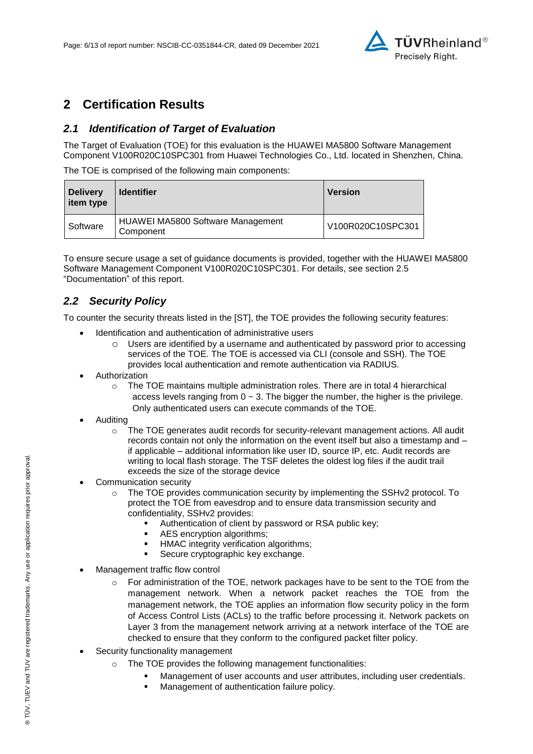## 2 Certification Results

### *2.1 Identification of Target of Evaluation*

The Target of Evaluation (TOE) for this evaluation is the HUAWEI MA5800 Software Management Component V100R020C10SPC301 from Huawei Technologies Co., Ltd. located in Shenzhen, China.

The TOE is comprised of the following main components:

| Delivery item type | Identifier | Version |
|---|---|---|
| Software | HUAWEI MA5800 Software Management Component | V100R020C10SPC301 |

To ensure secure usage a set of guidance documents is provided, together with the HUAWEI MA5800 Software Management Component V100R020C10SPC301. For details, see section 2.5 "Documentation" of this report.

### *2.2 Security Policy*

To counter the security threats listed in the [ST], the TOE provides the following security features:

- Identification and authentication of administrative users
  - Users are identified by a username and authenticated by password prior to accessing services of the TOE. The TOE is accessed via CLI (console and SSH). The TOE provides local authentication and remote authentication via RADIUS.
- Authorization
  - The TOE maintains multiple administration roles. There are in total 4 hierarchical access levels ranging from 0 ~ 3. The bigger the number, the higher is the privilege. Only authenticated users can execute commands of the TOE.
- Auditing
  - The TOE generates audit records for security-relevant management actions. All audit records contain not only the information on the event itself but also a timestamp and – if applicable – additional information like user ID, source IP, etc. Audit records are writing to local flash storage. The TSF deletes the oldest log files if the audit trail exceeds the size of the storage device
- Communication security
  - The TOE provides communication security by implementing the SSHv2 protocol. To protect the TOE from eavesdrop and to ensure data transmission security and confidentiality, SSHv2 provides:
    - Authentication of client by password or RSA public key;
    - AES encryption algorithms;
    - HMAC integrity verification algorithms;
    - Secure cryptographic key exchange.
- Management traffic flow control
  - For administration of the TOE, network packages have to be sent to the TOE from the management network. When a network packet reaches the TOE from the management network, the TOE applies an information flow security policy in the form of Access Control Lists (ACLs) to the traffic before processing it. Network packets on Layer 3 from the management network arriving at a network interface of the TOE are checked to ensure that they conform to the configured packet filter policy.
- Security functionality management
  - The TOE provides the following management functionalities:
    - Management of user accounts and user attributes, including user credentials.
    - Management of authentication failure policy.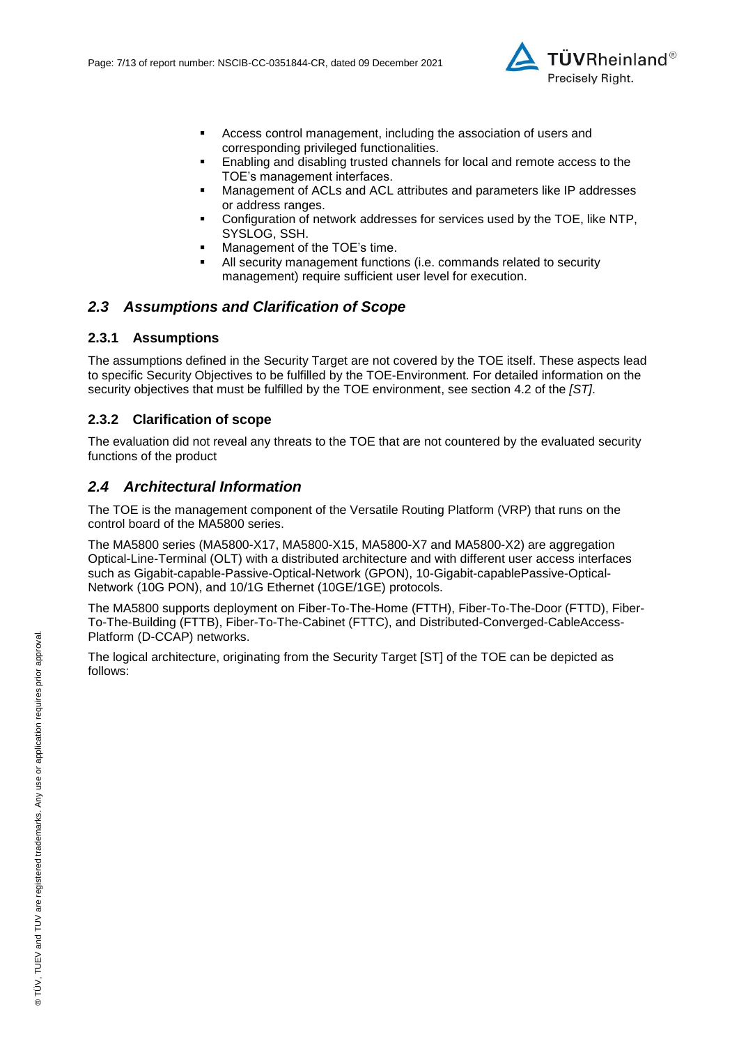- Access control management, including the association of users and corresponding privileged functionalities.
- Enabling and disabling trusted channels for local and remote access to the TOE's management interfaces.
- Management of ACLs and ACL attributes and parameters like IP addresses or address ranges.
- Configuration of network addresses for services used by the TOE, like NTP, SYSLOG, SSH.
- Management of the TOE's time.
- All security management functions (i.e. commands related to security management) require sufficient user level for execution.

## *2.3 Assumptions and Clarification of Scope*

### 2.3.1 Assumptions

The assumptions defined in the Security Target are not covered by the TOE itself. These aspects lead to specific Security Objectives to be fulfilled by the TOE-Environment. For detailed information on the security objectives that must be fulfilled by the TOE environment, see section 4.2 of the *[ST]*.

### 2.3.2 Clarification of scope

The evaluation did not reveal any threats to the TOE that are not countered by the evaluated security functions of the product

## *2.4 Architectural Information*

The TOE is the management component of the Versatile Routing Platform (VRP) that runs on the control board of the MA5800 series.

The MA5800 series (MA5800-X17, MA5800-X15, MA5800-X7 and MA5800-X2) are aggregation Optical-Line-Terminal (OLT) with a distributed architecture and with different user access interfaces such as Gigabit-capable-Passive-Optical-Network (GPON), 10-Gigabit-capablePassive-Optical-Network (10G PON), and 10/1G Ethernet (10GE/1GE) protocols.

The MA5800 supports deployment on Fiber-To-The-Home (FTTH), Fiber-To-The-Door (FTTD), Fiber-To-The-Building (FTTB), Fiber-To-The-Cabinet (FTTC), and Distributed-Converged-CableAccess-Platform (D-CCAP) networks.

The logical architecture, originating from the Security Target [ST] of the TOE can be depicted as follows: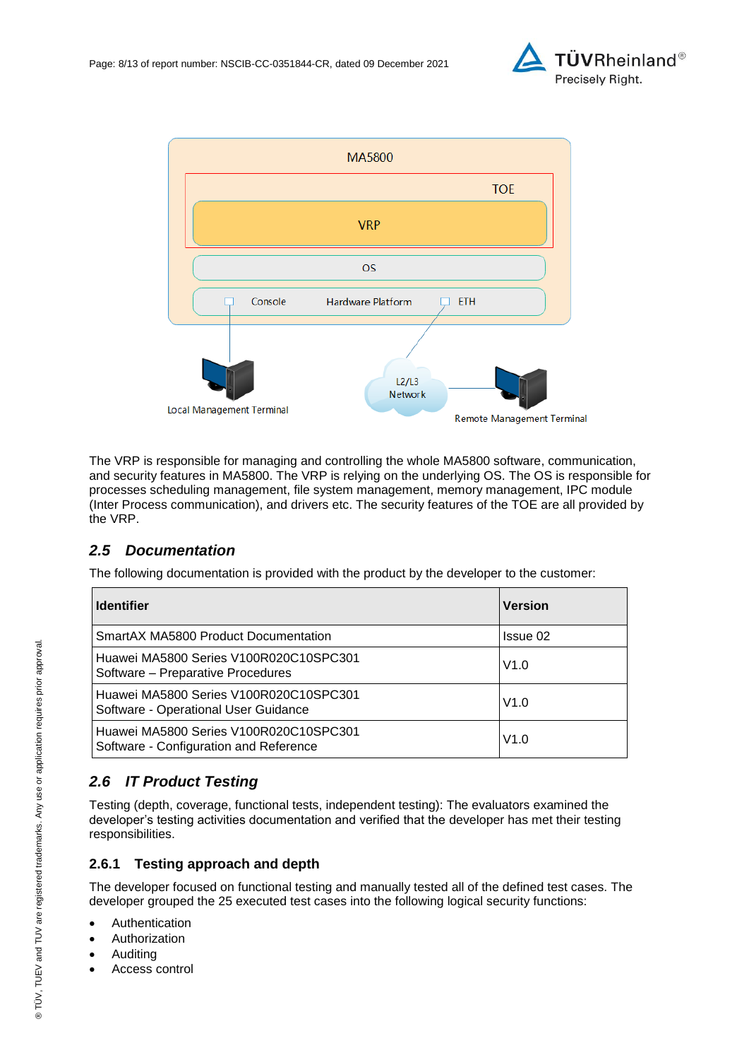The VRP is responsible for managing and controlling the whole MA5800 software, communication, and security features in MA5800. The VRP is relying on the underlying OS. The OS is responsible for processes scheduling management, file system management, memory management, IPC module (Inter Process communication), and drivers etc. The security features of the TOE are all provided by the VRP.

## 2.5 Documentation

The following documentation is provided with the product by the developer to the customer:

| Identifier | Version |
|---|---|
| SmartAX MA5800 Product Documentation | Issue 02 |
| Huawei MA5800 Series V100R020C10SPC301 Software – Preparative Procedures | V1.0 |
| Huawei MA5800 Series V100R020C10SPC301 Software - Operational User Guidance | V1.0 |
| Huawei MA5800 Series V100R020C10SPC301 Software - Configuration and Reference | V1.0 |

## 2.6 IT Product Testing

Testing (depth, coverage, functional tests, independent testing): The evaluators examined the developer’s testing activities documentation and verified that the developer has met their testing responsibilities.

### 2.6.1 Testing approach and depth

The developer focused on functional testing and manually tested all of the defined test cases. The developer grouped the 25 executed test cases into the following logical security functions:

- Authentication
- Authorization
- Auditing
- Access control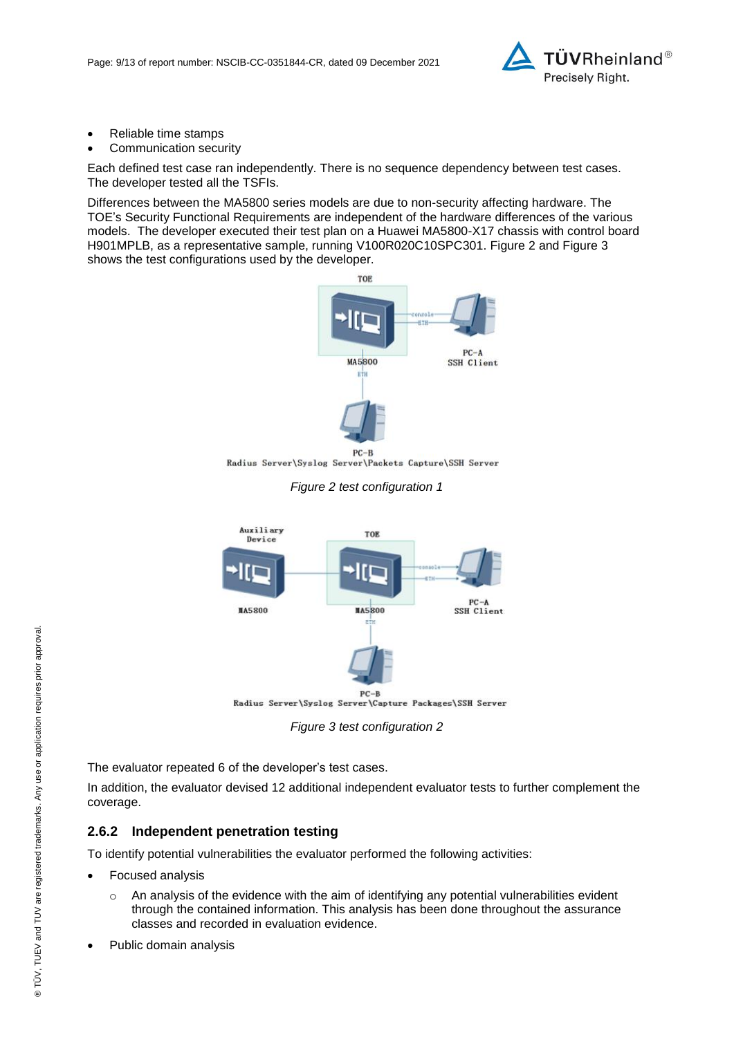- Reliable time stamps
- Communication security

Each defined test case ran independently. There is no sequence dependency between test cases. The developer tested all the TSFIs.

Differences between the MA5800 series models are due to non-security affecting hardware. The TOE's Security Functional Requirements are independent of the hardware differences of the various models. The developer executed their test plan on a Huawei MA5800-X17 chassis with control board H901MPLB, as a representative sample, running V100R020C10SPC301. Figure 2 and Figure 3 shows the test configurations used by the developer.

*Figure 2 test configuration 1*

*Figure 3 test configuration 2*

The evaluator repeated 6 of the developer's test cases.

In addition, the evaluator devised 12 additional independent evaluator tests to further complement the coverage.

### 2.6.2 Independent penetration testing

To identify potential vulnerabilities the evaluator performed the following activities:

- Focused analysis
  - An analysis of the evidence with the aim of identifying any potential vulnerabilities evident through the contained information. This analysis has been done throughout the assurance classes and recorded in evaluation evidence.
- Public domain analysis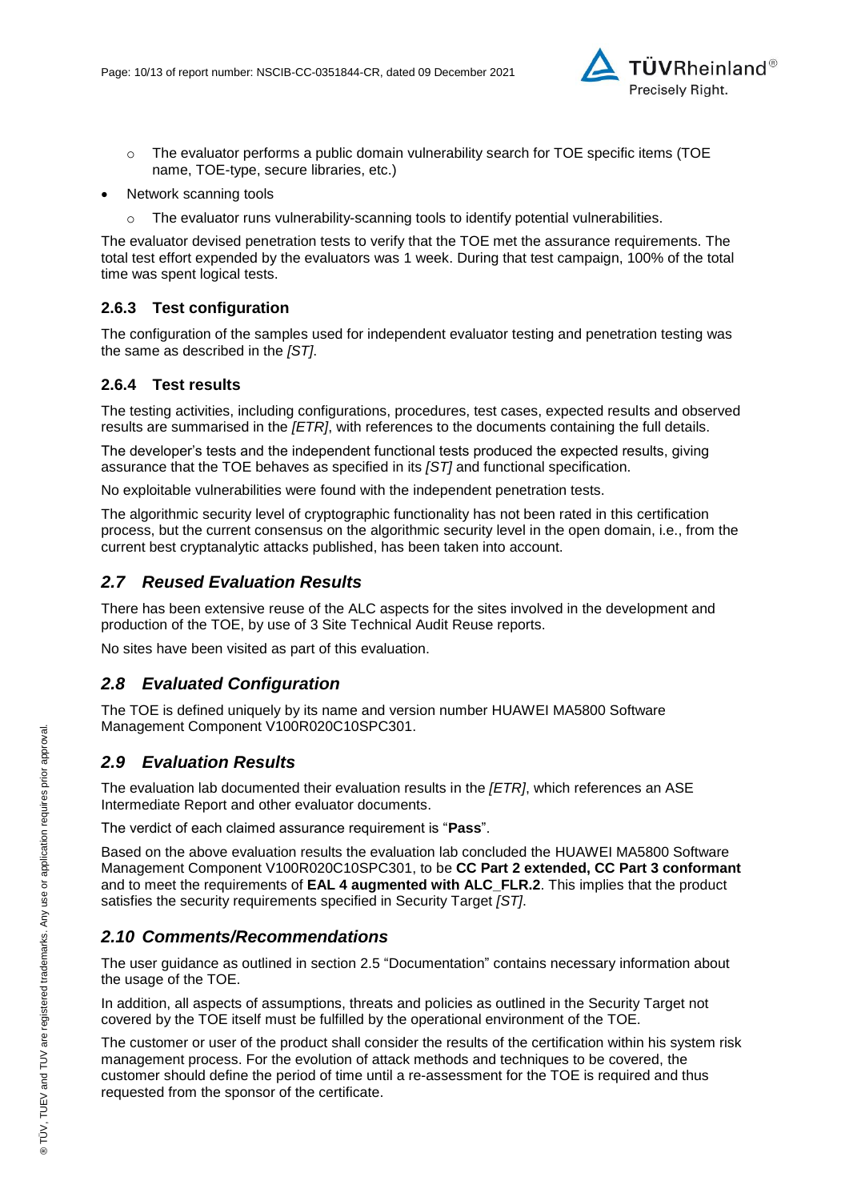- The evaluator performs a public domain vulnerability search for TOE specific items (TOE name, TOE-type, secure libraries, etc.)
- Network scanning tools
  - The evaluator runs vulnerability-scanning tools to identify potential vulnerabilities.

The evaluator devised penetration tests to verify that the TOE met the assurance requirements. The total test effort expended by the evaluators was 1 week. During that test campaign, 100% of the total time was spent logical tests.

### 2.6.3 Test configuration

The configuration of the samples used for independent evaluator testing and penetration testing was the same as described in the *[ST]*.

### 2.6.4 Test results

The testing activities, including configurations, procedures, test cases, expected results and observed results are summarised in the *[ETR]*, with references to the documents containing the full details.

The developer's tests and the independent functional tests produced the expected results, giving assurance that the TOE behaves as specified in its *[ST]* and functional specification.

No exploitable vulnerabilities were found with the independent penetration tests.

The algorithmic security level of cryptographic functionality has not been rated in this certification process, but the current consensus on the algorithmic security level in the open domain, i.e., from the current best cryptanalytic attacks published, has been taken into account.

## *2.7 Reused Evaluation Results*

There has been extensive reuse of the ALC aspects for the sites involved in the development and production of the TOE, by use of 3 Site Technical Audit Reuse reports.

No sites have been visited as part of this evaluation.

## *2.8 Evaluated Configuration*

The TOE is defined uniquely by its name and version number HUAWEI MA5800 Software Management Component V100R020C10SPC301.

## *2.9 Evaluation Results*

The evaluation lab documented their evaluation results in the *[ETR]*, which references an ASE Intermediate Report and other evaluator documents.

The verdict of each claimed assurance requirement is "**Pass**".

Based on the above evaluation results the evaluation lab concluded the HUAWEI MA5800 Software Management Component V100R020C10SPC301, to be **CC Part 2 extended, CC Part 3 conformant** and to meet the requirements of **EAL 4 augmented with ALC_FLR.2**. This implies that the product satisfies the security requirements specified in Security Target *[ST]*.

## *2.10 Comments/Recommendations*

The user guidance as outlined in section 2.5 "Documentation" contains necessary information about the usage of the TOE.

In addition, all aspects of assumptions, threats and policies as outlined in the Security Target not covered by the TOE itself must be fulfilled by the operational environment of the TOE.

The customer or user of the product shall consider the results of the certification within his system risk management process. For the evolution of attack methods and techniques to be covered, the customer should define the period of time until a re-assessment for the TOE is required and thus requested from the sponsor of the certificate.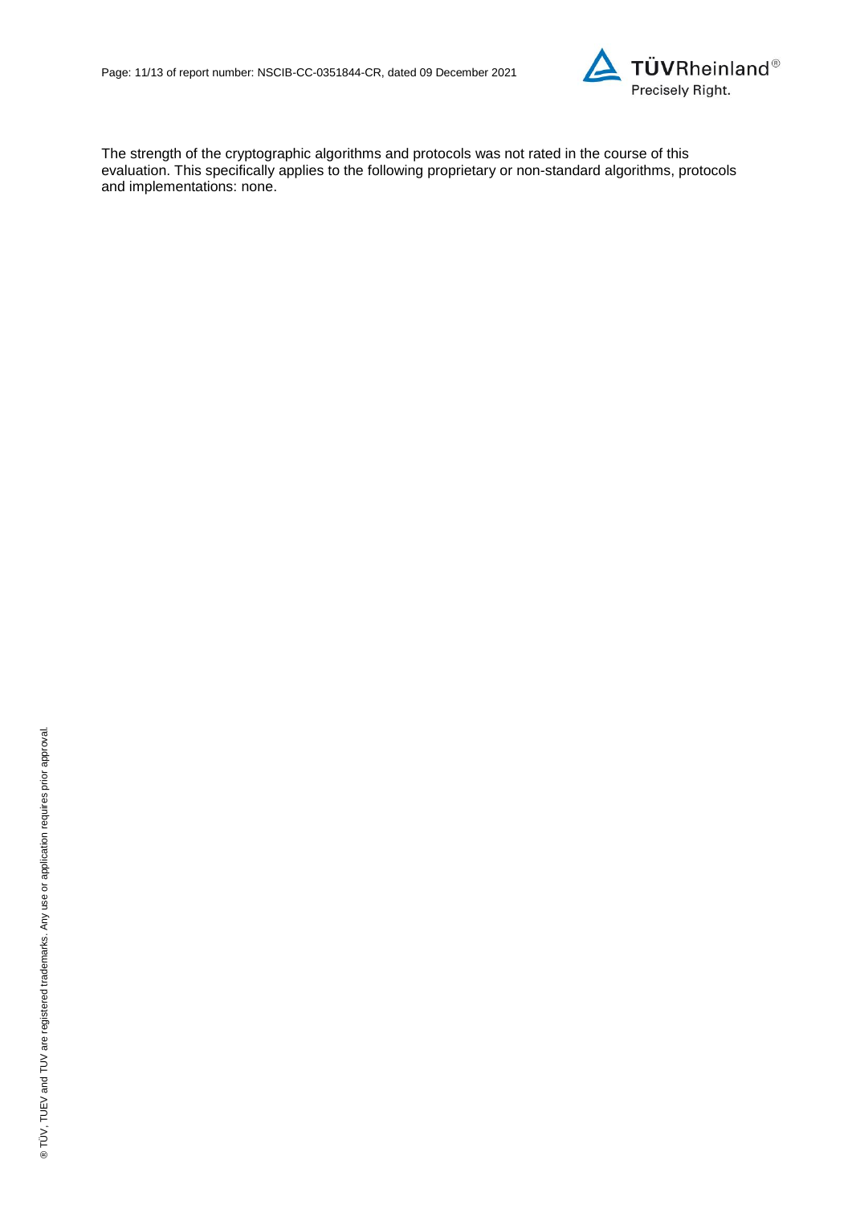The strength of the cryptographic algorithms and protocols was not rated in the course of this evaluation. This specifically applies to the following proprietary or non-standard algorithms, protocols and implementations: none.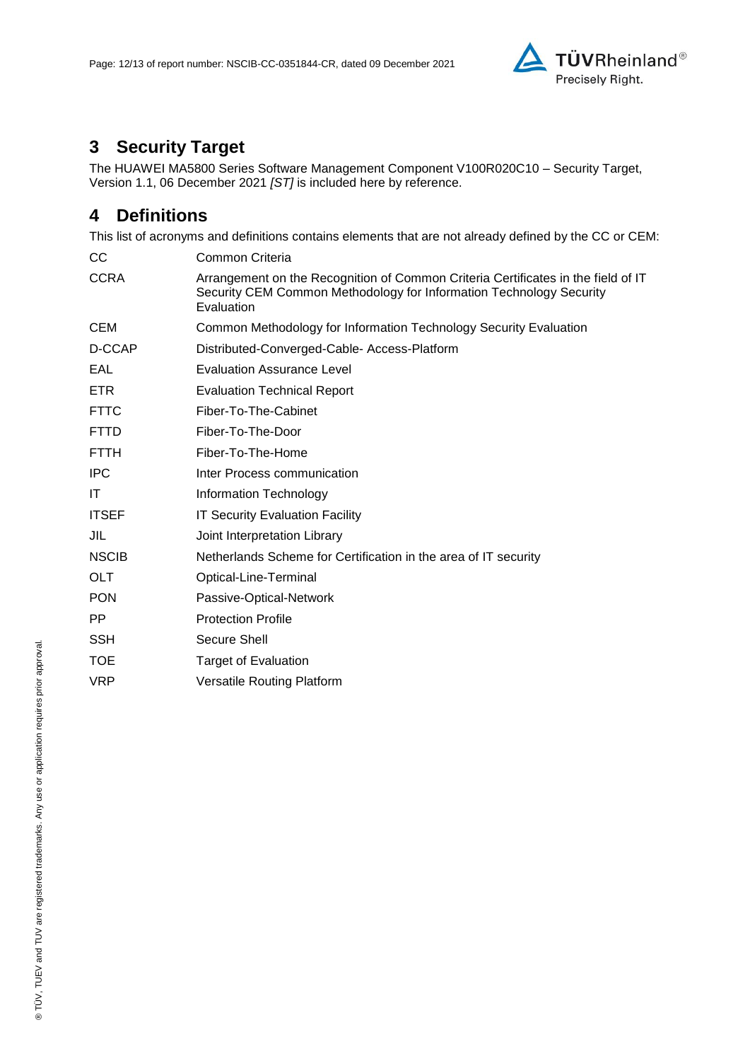## 3 Security Target

The HUAWEI MA5800 Series Software Management Component V100R020C10 – Security Target, Version 1.1, 06 December 2021 *[ST]* is included here by reference.

## 4 Definitions

This list of acronyms and definitions contains elements that are not already defined by the CC or CEM:

| | |
|---|---|
| CC | Common Criteria |
| CCRA | Arrangement on the Recognition of Common Criteria Certificates in the field of IT Security CEM Common Methodology for Information Technology Security Evaluation |
| CEM | Common Methodology for Information Technology Security Evaluation |
| D-CCAP | Distributed-Converged-Cable- Access-Platform |
| EAL | Evaluation Assurance Level |
| ETR | Evaluation Technical Report |
| FTTC | Fiber-To-The-Cabinet |
| FTTD | Fiber-To-The-Door |
| FTTH | Fiber-To-The-Home |
| IPC | Inter Process communication |
| IT | Information Technology |
| ITSEF | IT Security Evaluation Facility |
| JIL | Joint Interpretation Library |
| NSCIB | Netherlands Scheme for Certification in the area of IT security |
| OLT | Optical-Line-Terminal |
| PON | Passive-Optical-Network |
| PP | Protection Profile |
| SSH | Secure Shell |
| TOE | Target of Evaluation |
| VRP | Versatile Routing Platform |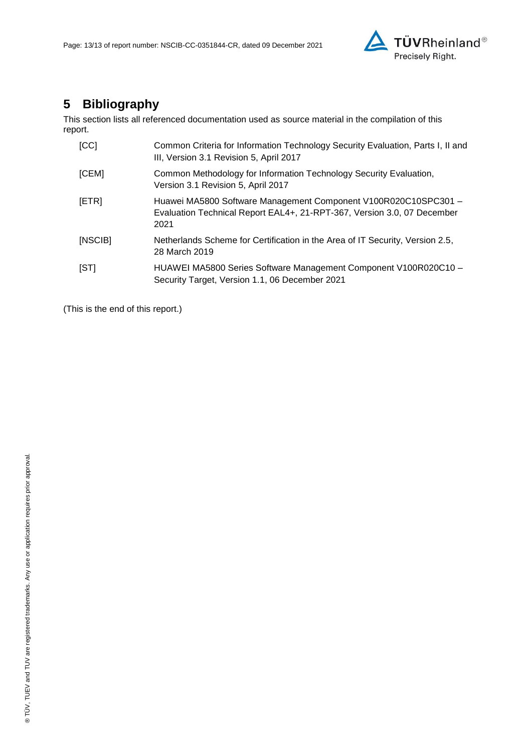# 5 Bibliography

This section lists all referenced documentation used as source material in the compilation of this report.

| | |
|---|---|
| [CC] | Common Criteria for Information Technology Security Evaluation, Parts I, II and III, Version 3.1 Revision 5, April 2017 |
| [CEM] | Common Methodology for Information Technology Security Evaluation, Version 3.1 Revision 5, April 2017 |
| [ETR] | Huawei MA5800 Software Management Component V100R020C10SPC301 – Evaluation Technical Report EAL4+, 21-RPT-367, Version 3.0, 07 December 2021 |
| [NSCIB] | Netherlands Scheme for Certification in the Area of IT Security, Version 2.5, 28 March 2019 |
| [ST] | HUAWEI MA5800 Series Software Management Component V100R020C10 – Security Target, Version 1.1, 06 December 2021 |

(This is the end of this report.)